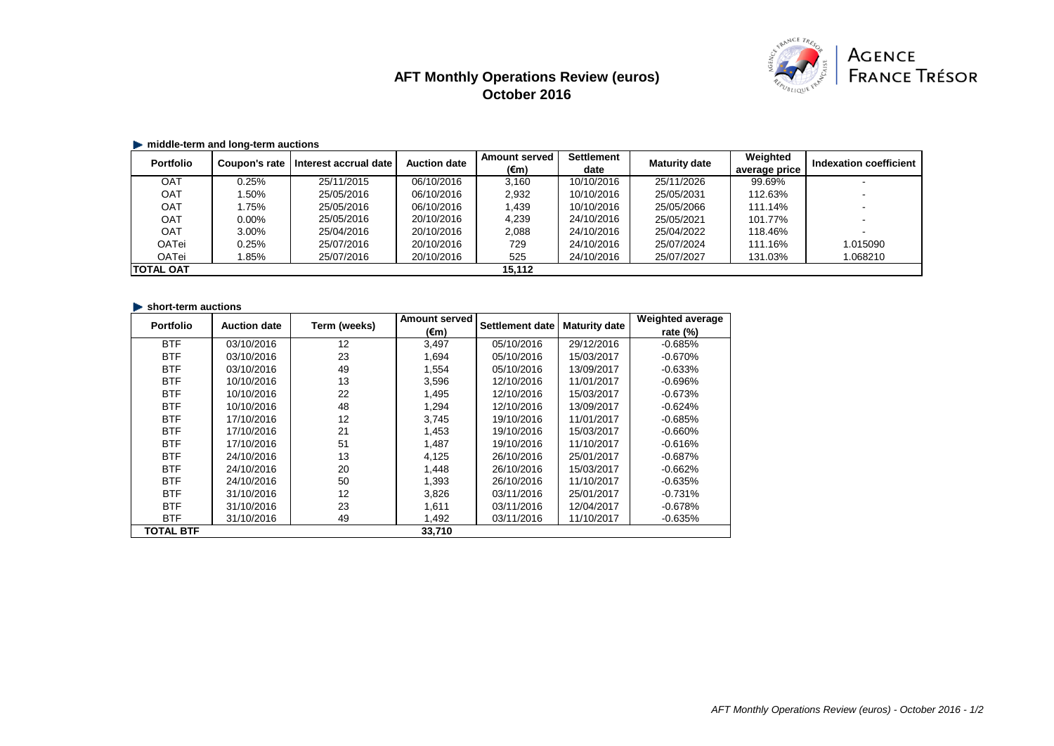# AFT Monthly Operations Review (euros)
# October 2016

AGENCE FRANCE TRÉSOR

### middle-term and long-term auctions

| Portfolio | Coupon's rate | Interest accrual date | Auction date | Amount served (€m) | Settlement date | Maturity date | Weighted average price | Indexation coefficient |
|---|---|---|---|---|---|---|---|---|
| OAT | 0.25% | 25/11/2015 | 06/10/2016 | 3,160 | 10/10/2016 | 25/11/2026 | 99.69% | - |
| OAT | 1.50% | 25/05/2016 | 06/10/2016 | 2,932 | 10/10/2016 | 25/05/2031 | 112.63% | - |
| OAT | 1.75% | 25/05/2016 | 06/10/2016 | 1,439 | 10/10/2016 | 25/05/2066 | 111.14% | - |
| OAT | 0.00% | 25/05/2016 | 20/10/2016 | 4,239 | 24/10/2016 | 25/05/2021 | 101.77% | - |
| OAT | 3.00% | 25/04/2016 | 20/10/2016 | 2,088 | 24/10/2016 | 25/04/2022 | 118.46% | - |
| OATei | 0.25% | 25/07/2016 | 20/10/2016 | 729 | 24/10/2016 | 25/07/2024 | 111.16% | 1.015090 |
| OATei | 1.85% | 25/07/2016 | 20/10/2016 | 525 | 24/10/2016 | 25/07/2027 | 131.03% | 1.068210 |
| **TOTAL OAT** | | | | **15,112** | | | | |

### short-term auctions

| Portfolio | Auction date | Term (weeks) | Amount served (€m) | Settlement date | Maturity date | Weighted average rate (%) |
|---|---|---|---|---|---|---|
| BTF | 03/10/2016 | 12 | 3,497 | 05/10/2016 | 29/12/2016 | -0.685% |
| BTF | 03/10/2016 | 23 | 1,694 | 05/10/2016 | 15/03/2017 | -0.670% |
| BTF | 03/10/2016 | 49 | 1,554 | 05/10/2016 | 13/09/2017 | -0.633% |
| BTF | 10/10/2016 | 13 | 3,596 | 12/10/2016 | 11/01/2017 | -0.696% |
| BTF | 10/10/2016 | 22 | 1,495 | 12/10/2016 | 15/03/2017 | -0.673% |
| BTF | 10/10/2016 | 48 | 1,294 | 12/10/2016 | 13/09/2017 | -0.624% |
| BTF | 17/10/2016 | 12 | 3,745 | 19/10/2016 | 11/01/2017 | -0.685% |
| BTF | 17/10/2016 | 21 | 1,453 | 19/10/2016 | 15/03/2017 | -0.660% |
| BTF | 17/10/2016 | 51 | 1,487 | 19/10/2016 | 11/10/2017 | -0.616% |
| BTF | 24/10/2016 | 13 | 4,125 | 26/10/2016 | 25/01/2017 | -0.687% |
| BTF | 24/10/2016 | 20 | 1,448 | 26/10/2016 | 15/03/2017 | -0.662% |
| BTF | 24/10/2016 | 50 | 1,393 | 26/10/2016 | 11/10/2017 | -0.635% |
| BTF | 31/10/2016 | 12 | 3,826 | 03/11/2016 | 25/01/2017 | -0.731% |
| BTF | 31/10/2016 | 23 | 1,611 | 03/11/2016 | 12/04/2017 | -0.678% |
| BTF | 31/10/2016 | 49 | 1,492 | 03/11/2016 | 11/10/2017 | -0.635% |
| **TOTAL BTF** | | | **33,710** | | | |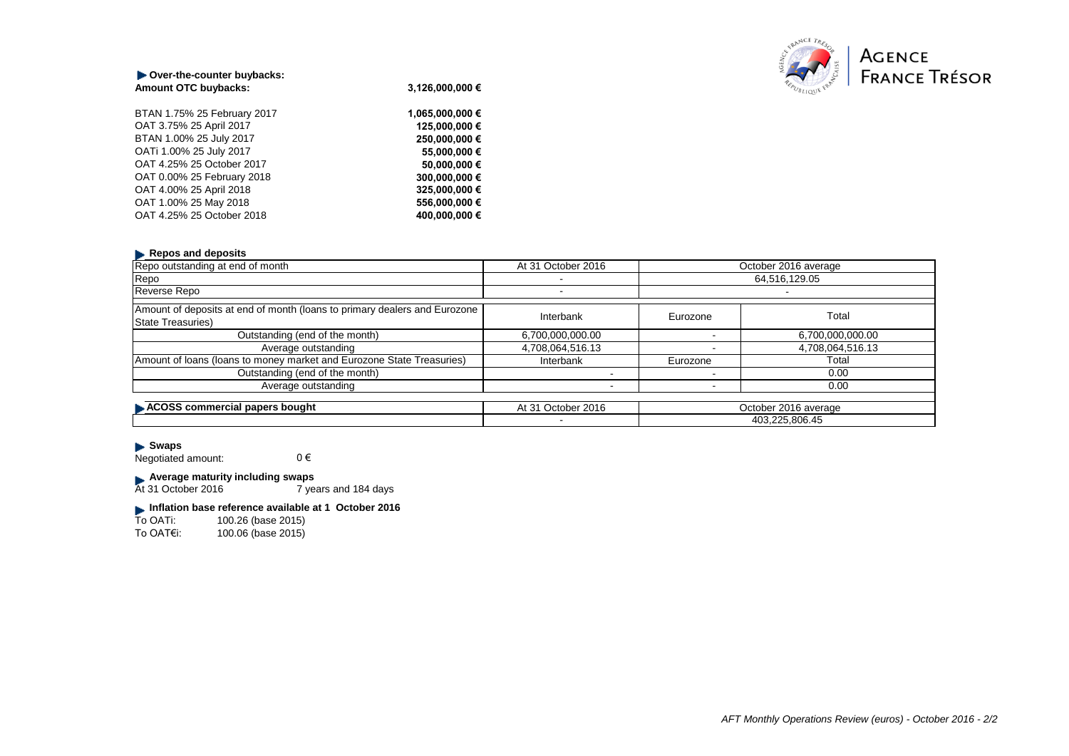### Over-the-counter buybacks:

| | |
|---|---|
| **Amount OTC buybacks:** | **3,126,000,000 €** |
| BTAN 1.75% 25 February 2017 | **1,065,000,000 €** |
| OAT 3.75% 25 April 2017 | **125,000,000 €** |
| BTAN 1.00% 25 July 2017 | **250,000,000 €** |
| OATi 1.00% 25 July 2017 | **55,000,000 €** |
| OAT 4.25% 25 October 2017 | **50,000,000 €** |
| OAT 0.00% 25 February 2018 | **300,000,000 €** |
| OAT 4.00% 25 April 2018 | **325,000,000 €** |
| OAT 1.00% 25 May 2018 | **556,000,000 €** |
| OAT 4.25% 25 October 2018 | **400,000,000 €** |

### Repos and deposits

| Repo outstanding at end of month | At 31 October 2016 | October 2016 average | |
|---|---|---|---|
| Repo | - | 64,516,129.05 | |
| Reverse Repo | - | - | |
| Amount of deposits at end of month (loans to primary dealers and Eurozone State Treasuries) | Interbank | Eurozone | Total |
| Outstanding (end of the month) | 6,700,000,000.00 | - | 6,700,000,000.00 |
| Average outstanding | 4,708,064,516.13 | - | 4,708,064,516.13 |
| Amount of loans (loans to money market and Eurozone State Treasuries) | Interbank | Eurozone | Total |
| Outstanding (end of the month) | - | - | 0.00 |
| Average outstanding | - | - | 0.00 |

| **ACOSS commercial papers bought** | At 31 October 2016 | October 2016 average |
|---|---|---|
| | - | 403,225,806.45 |

### Swaps

Negotiated amount: 0 €

### Average maturity including swaps

At 31 October 2016 7 years and 184 days

### Inflation base reference available at 1 October 2016

To OATi: 100.26 (base 2015)

To OAT€i: 100.06 (base 2015)